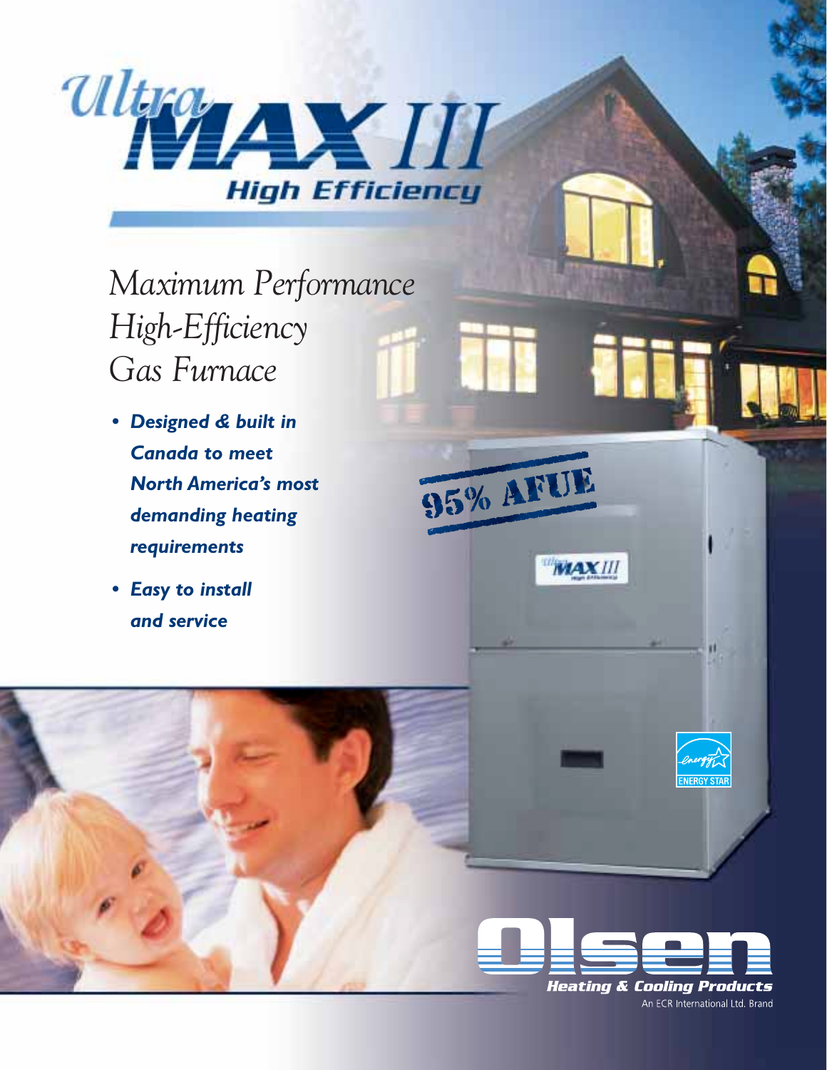# Ultra MAX III High Efficiency

*Maximum Performance High-Efficiency Gas Furnace*

- ***Designed & built in Canada to meet North America's most demanding heating requirements***
- ***Easy to install and service***

95% AFUE

Olsen Heating & Cooling Products

An ECR International Ltd. Brand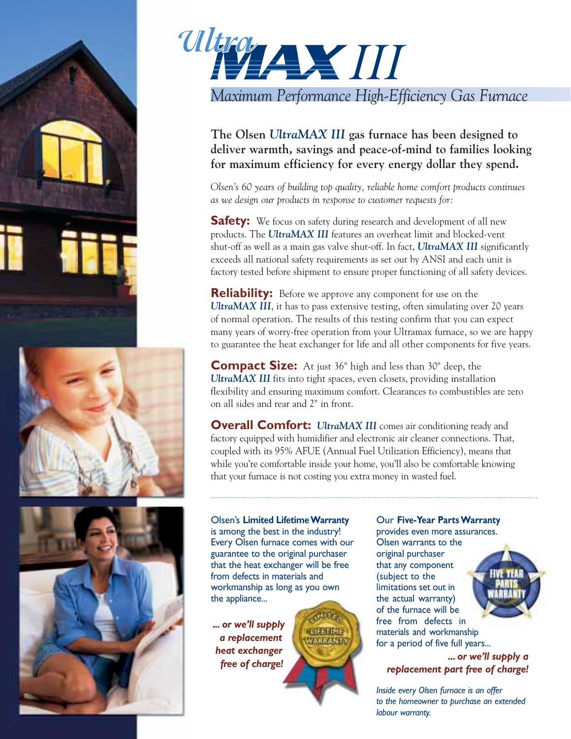# *UltraMAX III*

*Maximum Performance High-Efficiency Gas Furnace*

**The Olsen *UltraMAX III* gas furnace has been designed to deliver warmth, savings and peace-of-mind to families looking for maximum efficiency for every energy dollar they spend.**

*Olsen's 60 years of building top quality, reliable home comfort products continues as we design our products in response to customer requests for:*

**Safety:** We focus on safety during research and development of all new products. The ***UltraMAX III*** features an overheat limit and blocked-vent shut-off as well as a main gas valve shut-off. In fact, ***UltraMAX III*** significantly exceeds all national safety requirements as set out by ANSI and each unit is factory tested before shipment to ensure proper functioning of all safety devices.

**Reliability:** Before we approve any component for use on the ***UltraMAX III***, it has to pass extensive testing, often simulating over 20 years of normal operation. The results of this testing confirm that you can expect many years of worry-free operation from your Ultramax furnace, so we are happy to guarantee the heat exchanger for life and all other components for five years.

**Compact Size:** At just 36" high and less than 30" deep, the ***UltraMAX III*** fits into tight spaces, even closets, providing installation flexibility and ensuring maximum comfort. Clearances to combustibles are zero on all sides and rear and 2" in front.

**Overall Comfort:** ***UltraMAX III*** comes air conditioning ready and factory equipped with humidifier and electronic air cleaner connections. That, coupled with its 95% AFUE (Annual Fuel Utilization Efficiency), means that while you're comfortable inside your home, you'll also be comfortable knowing that your furnace is not costing you extra money in wasted fuel.

---

Olsen's **Limited Lifetime Warranty** is among the best in the industry! Every Olsen furnace comes with our guarantee to the original purchaser that the heat exchanger will be free from defects in materials and workmanship as long as you own the appliance...

***... or we'll supply a replacement heat exchanger free of charge!***

LIMITED LIFETIME WARRANTY

Our **Five-Year Parts Warranty** provides even more assurances. Olsen warrants to the original purchaser that any component (subject to the limitations set out in the actual warranty) of the furnace will be free from defects in materials and workmanship for a period of five full years...

***... or we'll supply a replacement part free of charge!***

FIVE YEAR PARTS WARRANTY

*Inside every Olsen furnace is an offer to the homeowner to purchase an extended labour warranty.*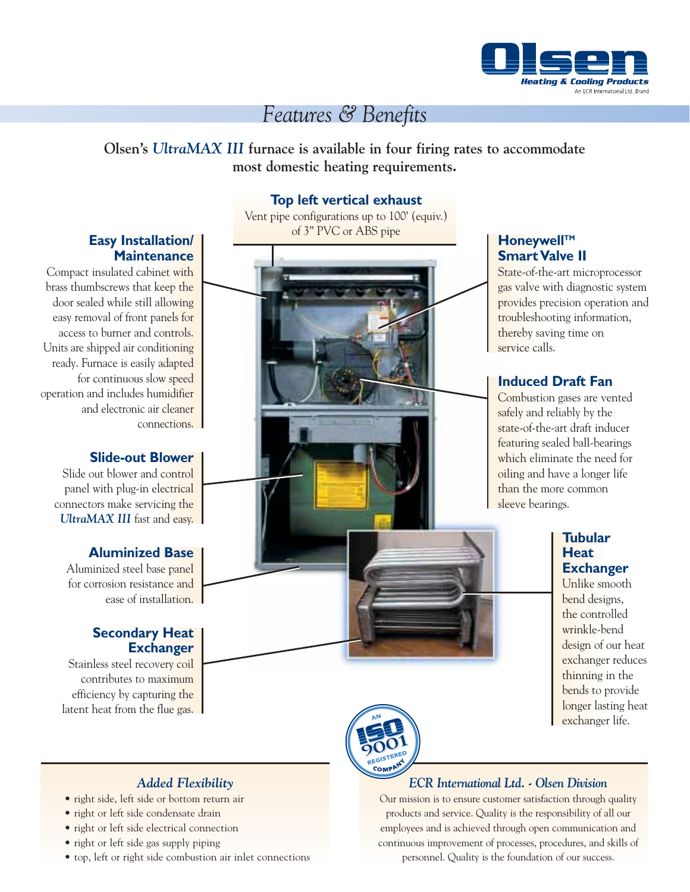# Features & Benefits

**Olsen's *UltraMAX III* furnace is available in four firing rates to accommodate most domestic heating requirements.**

### Top left vertical exhaust

Vent pipe configurations up to 100' (equiv.) of 3" PVC or ABS pipe

### Easy Installation/ Maintenance

Compact insulated cabinet with brass thumbscrews that keep the door sealed while still allowing easy removal of front panels for access to burner and controls. Units are shipped air conditioning ready. Furnace is easily adapted for continuous slow speed operation and includes humidifier and electronic air cleaner connections.

### Slide-out Blower

Slide out blower and control panel with plug-in electrical connectors make servicing the *UltraMAX III* fast and easy.

### Aluminized Base

Aluminized steel base panel for corrosion resistance and ease of installation.

### Secondary Heat Exchanger

Stainless steel recovery coil contributes to maximum efficiency by capturing the latent heat from the flue gas.

### Honeywell™ Smart Valve II

State-of-the-art microprocessor gas valve with diagnostic system provides precision operation and troubleshooting information, thereby saving time on service calls.

### Induced Draft Fan

Combustion gases are vented safely and reliably by the state-of-the-art draft inducer featuring sealed ball-bearings which eliminate the need for oiling and have a longer life than the more common sleeve bearings.

### Tubular Heat Exchanger

Unlike smooth bend designs, the controlled wrinkle-bend design of our heat exchanger reduces thinning in the bends to provide longer lasting heat exchanger life.

AN ISO 9001 REGISTERED COMPANY

## *Added Flexibility*

- right side, left side or bottom return air
- right or left side condensate drain
- right or left side electrical connection
- right or left side gas supply piping
- top, left or right side combustion air inlet connections

## *ECR International Ltd. - Olsen Division*

Our mission is to ensure customer satisfaction through quality products and service. Quality is the responsibility of all our employees and is achieved through open communication and continuous improvement of processes, procedures, and skills of personnel. Quality is the foundation of our success.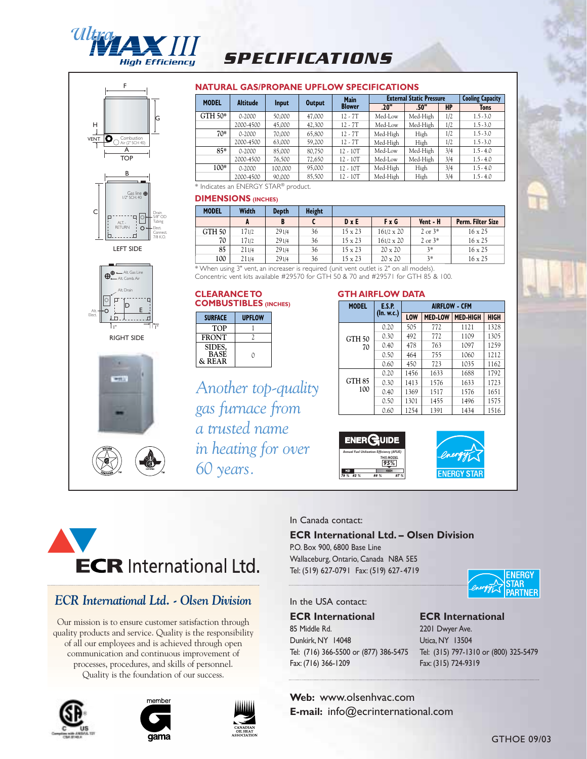# UltraMAX III High Efficiency

# SPECIFICATIONS

F

G

H

VENT

Combustion Air (2" SCH 40)

A

TOP

B

Gas line 1/2" SCH 40

C

Drain 5/8" OD Tubing

ALT. RETURN

Elect. Connect 7/8 K.O.

LEFT SIDE

Alt. Gas Line

Alt. Comb. Air

Alt. Drain

D

E

Alt. Elect.

1"

1"

RIGHT SIDE

## NATURAL GAS/PROPANE UPFLOW SPECIFICATIONS

| MODEL | Altitude | Input | Output | Main Blower | External Static Pressure | | | Cooling Capacity |
|---|---|---|---|---|---|---|---|---|
| | | | | | .20" | .50" | HP | Tons |
| GTH 50* | 0-2000 | 50,000 | 47,000 | 12 - 7T | Med-Low | Med-High | 1/2 | 1.5 - 3.0 |
| | 2000-4500 | 45,000 | 42,300 | 12 - 7T | Med-Low | Med-High | 1/2 | 1.5 - 3.0 |
| 70* | 0-2000 | 70,000 | 65,800 | 12 - 7T | Med-High | High | 1/2 | 1.5 - 3.0 |
| | 2000-4500 | 63,000 | 59,200 | 12 - 7T | Med-High | High | 1/2 | 1.5 - 3.0 |
| 85* | 0-2000 | 85,000 | 80,750 | 12 - 10T | Med-Low | Med-High | 3/4 | 1.5 - 4.0 |
| | 2000-4500 | 76,500 | 72,650 | 12 - 10T | Med-Low | Med-High | 3/4 | 1.5 - 4.0 |
| 100* | 0-2000 | 100,000 | 95,000 | 12 - 10T | Med-High | High | 3/4 | 1.5 - 4.0 |
| | 2000-4500 | 90,000 | 85,500 | 12 - 10T | Med-High | High | 3/4 | 1.5 - 4.0 |

* Indicates an ENERGY STAR® product.

## DIMENSIONS (INCHES)

| MODEL | Width | Depth | Height | | | | |
|---|---|---|---|---|---|---|---|
| | A | B | C | D x E | F x G | Vent - H | Perm. Filter Size |
| GTH 50 | 17 1/2 | 29 1/4 | 36 | 15 x 23 | 16 1/2 x 20 | 2 or 3* | 16 x 25 |
| 70 | 17 1/2 | 29 1/4 | 36 | 15 x 23 | 16 1/2 x 20 | 2 or 3* | 16 x 25 |
| 85 | 21 1/4 | 29 1/4 | 36 | 15 x 23 | 20 x 20 | 3* | 16 x 25 |
| 100 | 21 1/4 | 29 1/4 | 36 | 15 x 23 | 20 x 20 | 3* | 16 x 25 |

* When using 3" vent, an increaser is required (unit vent outlet is 2" on all models).
Concentric vent kits available #29570 for GTH 50 & 70 and #29571 for GTH 85 & 100.

## CLEARANCE TO COMBUSTIBLES (INCHES)

| SURFACE | UPFLOW |
|---|---|
| TOP | 1 |
| FRONT | 2 |
| SIDES, BASE & REAR | 0 |

*Another top-quality gas furnace from a trusted name in heating for over 60 years.*

## GTH AIRFLOW DATA

| MODEL | E.S.P. (In. w.c.) | AIRFLOW - CFM | | | |
|---|---|---|---|---|---|
| | | LOW | MED-LOW | MED-HIGH | HIGH |
| GTH 50 70 | 0.20 | 505 | 772 | 1121 | 1328 |
| | 0.30 | 492 | 772 | 1109 | 1305 |
| | 0.40 | 478 | 763 | 1097 | 1259 |
| | 0.50 | 464 | 755 | 1060 | 1212 |
| | 0.60 | 450 | 723 | 1035 | 1162 |
| GTH 85 100 | 0.20 | 1456 | 1633 | 1688 | 1792 |
| | 0.30 | 1413 | 1576 | 1633 | 1723 |
| | 0.40 | 1369 | 1517 | 1576 | 1651 |
| | 0.50 | 1301 | 1455 | 1496 | 1575 |
| | 0.60 | 1254 | 1391 | 1434 | 1516 |

ENERGUIDE — Annual Fuel Utilization Efficiency (AFUE) — THIS MODEL 95%

ENERGY STAR

ECR International Ltd.

## ECR International Ltd. - Olsen Division

Our mission is to ensure customer satisfaction through quality products and service. Quality is the responsibility of all our employees and is achieved through open communication and continuous improvement of processes, procedures, and skills of personnel. Quality is the foundation of our success.

In Canada contact:

**ECR International Ltd. – Olsen Division**
P.O. Box 900, 6800 Base Line
Wallaceburg, Ontario, Canada N8A 5E5
Tel: (519) 627-0791 Fax: (519) 627-4719

ENERGY STAR PARTNER

In the USA contact:

**ECR International**
85 Middle Rd.
Dunkirk, NY 14048
Tel: (716) 366-5500 or (877) 386-5475
Fax: (716) 366-1209

**ECR International**
2201 Dwyer Ave.
Utica, NY 13504
Tel: (315) 797-1310 or (800) 325-5479
Fax: (315) 724-9319

**Web:** www.olsenhvac.com
**E-mail:** info@ecrinternational.com

member gama

CANADIAN OIL HEAT ASSOCIATION

GTHOE 09/03